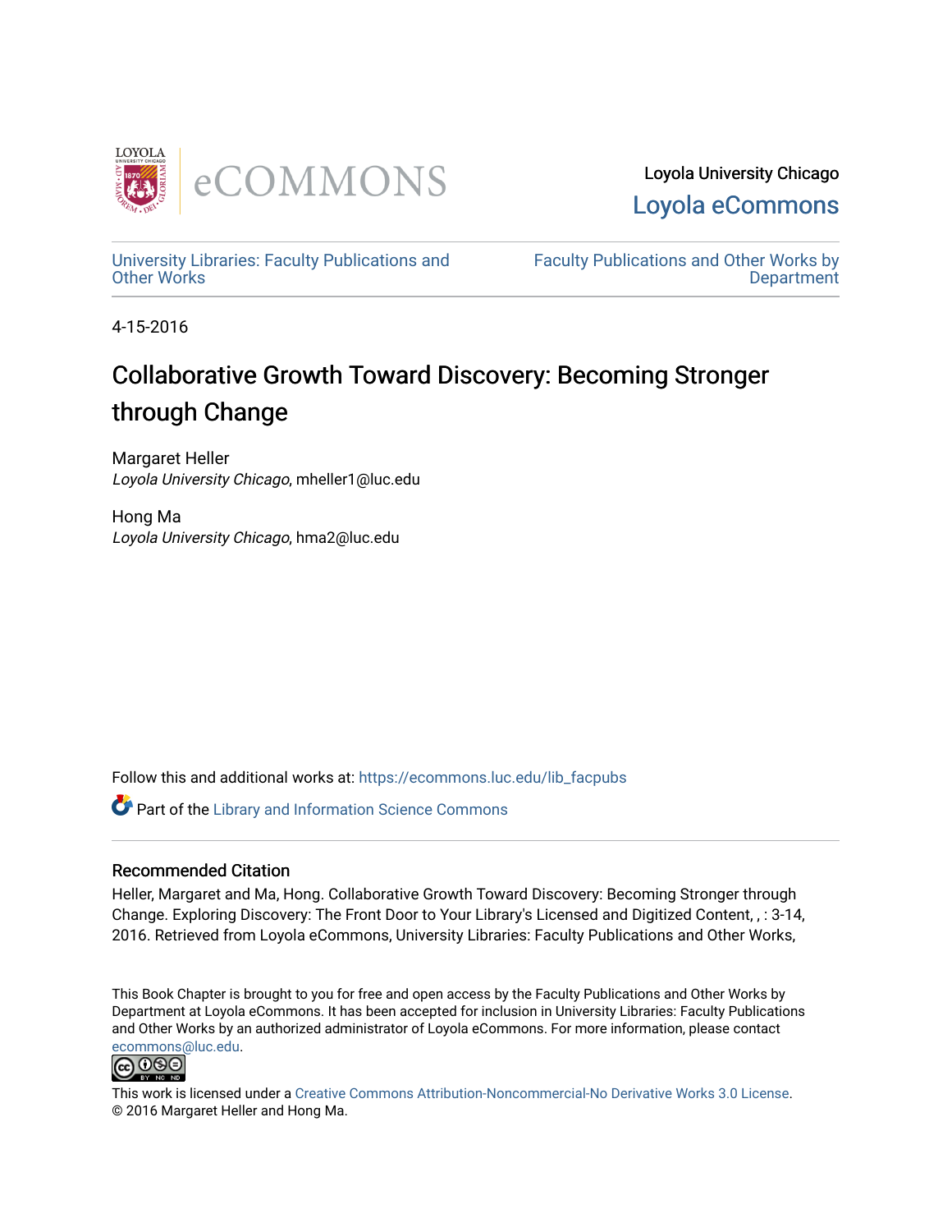Loyola University Chicago

Loyola eCommons

University Libraries: Faculty Publications and Other Works

Faculty Publications and Other Works by Department

4-15-2016

# Collaborative Growth Toward Discovery: Becoming Stronger through Change

Margaret Heller
*Loyola University Chicago*, mheller1@luc.edu

Hong Ma
*Loyola University Chicago*, hma2@luc.edu

Follow this and additional works at: https://ecommons.luc.edu/lib_facpubs

Part of the Library and Information Science Commons

## Recommended Citation

Heller, Margaret and Ma, Hong. Collaborative Growth Toward Discovery: Becoming Stronger through Change. Exploring Discovery: The Front Door to Your Library's Licensed and Digitized Content, , : 3-14, 2016. Retrieved from Loyola eCommons, University Libraries: Faculty Publications and Other Works,

This Book Chapter is brought to you for free and open access by the Faculty Publications and Other Works by Department at Loyola eCommons. It has been accepted for inclusion in University Libraries: Faculty Publications and Other Works by an authorized administrator of Loyola eCommons. For more information, please contact ecommons@luc.edu.

This work is licensed under a Creative Commons Attribution-Noncommercial-No Derivative Works 3.0 License.
© 2016 Margaret Heller and Hong Ma.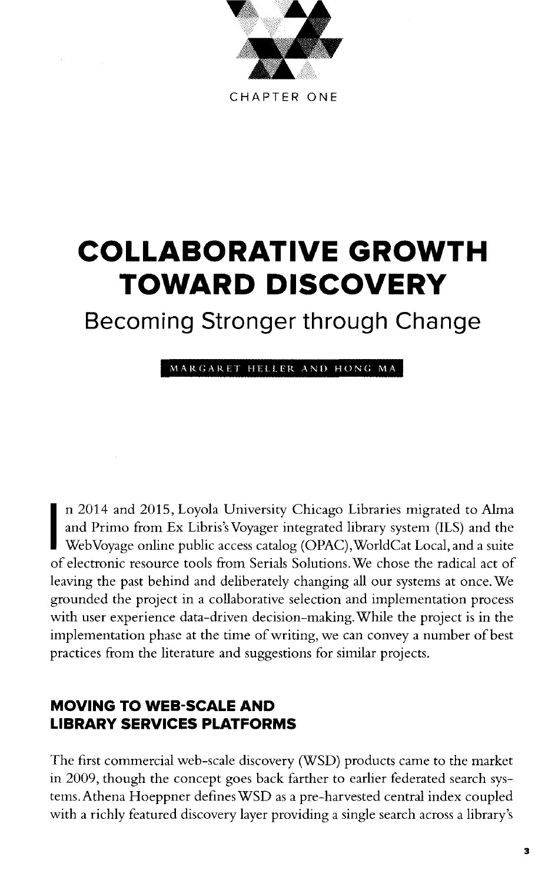CHAPTER ONE

# COLLABORATIVE GROWTH TOWARD DISCOVERY

## Becoming Stronger through Change

MARGARET HELLER AND HONG MA

In 2014 and 2015, Loyola University Chicago Libraries migrated to Alma and Primo from Ex Libris's Voyager integrated library system (ILS) and the WebVoyage online public access catalog (OPAC), WorldCat Local, and a suite of electronic resource tools from Serials Solutions. We chose the radical act of leaving the past behind and deliberately changing all our systems at once. We grounded the project in a collaborative selection and implementation process with user experience data-driven decision-making. While the project is in the implementation phase at the time of writing, we can convey a number of best practices from the literature and suggestions for similar projects.

### MOVING TO WEB-SCALE AND LIBRARY SERVICES PLATFORMS

The first commercial web-scale discovery (WSD) products came to the market in 2009, though the concept goes back farther to earlier federated search systems. Athena Hoeppner defines WSD as a pre-harvested central index coupled with a richly featured discovery layer providing a single search across a library's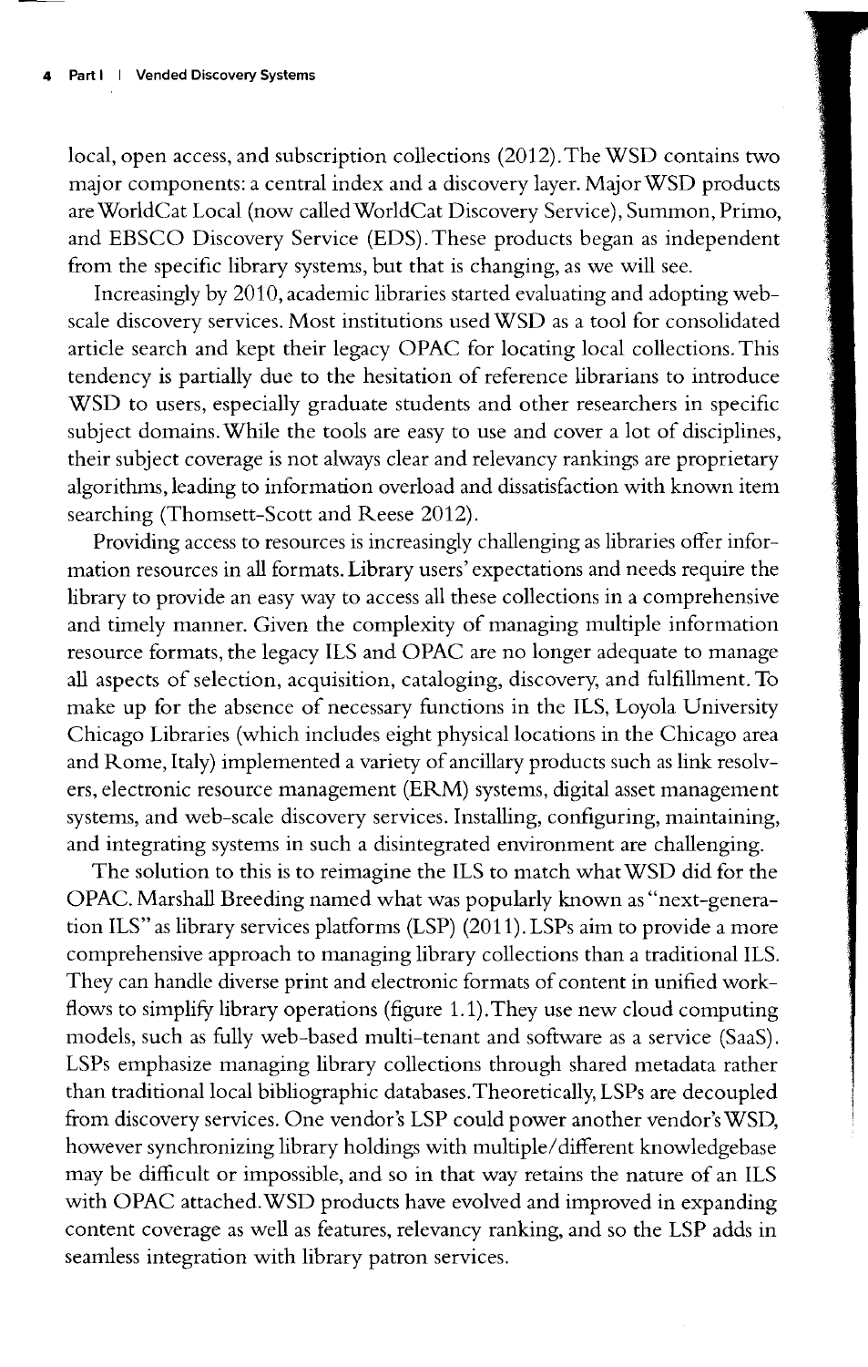local, open access, and subscription collections (2012). The WSD contains two major components: a central index and a discovery layer. Major WSD products are WorldCat Local (now called WorldCat Discovery Service), Summon, Primo, and EBSCO Discovery Service (EDS). These products began as independent from the specific library systems, but that is changing, as we will see.

Increasingly by 2010, academic libraries started evaluating and adopting web-scale discovery services. Most institutions used WSD as a tool for consolidated article search and kept their legacy OPAC for locating local collections. This tendency is partially due to the hesitation of reference librarians to introduce WSD to users, especially graduate students and other researchers in specific subject domains. While the tools are easy to use and cover a lot of disciplines, their subject coverage is not always clear and relevancy rankings are proprietary algorithms, leading to information overload and dissatisfaction with known item searching (Thomsett-Scott and Reese 2012).

Providing access to resources is increasingly challenging as libraries offer information resources in all formats. Library users' expectations and needs require the library to provide an easy way to access all these collections in a comprehensive and timely manner. Given the complexity of managing multiple information resource formats, the legacy ILS and OPAC are no longer adequate to manage all aspects of selection, acquisition, cataloging, discovery, and fulfillment. To make up for the absence of necessary functions in the ILS, Loyola University Chicago Libraries (which includes eight physical locations in the Chicago area and Rome, Italy) implemented a variety of ancillary products such as link resolvers, electronic resource management (ERM) systems, digital asset management systems, and web-scale discovery services. Installing, configuring, maintaining, and integrating systems in such a disintegrated environment are challenging.

The solution to this is to reimagine the ILS to match what WSD did for the OPAC. Marshall Breeding named what was popularly known as "next-generation ILS" as library services platforms (LSP) (2011). LSPs aim to provide a more comprehensive approach to managing library collections than a traditional ILS. They can handle diverse print and electronic formats of content in unified workflows to simplify library operations (figure 1.1). They use new cloud computing models, such as fully web-based multi-tenant and software as a service (SaaS). LSPs emphasize managing library collections through shared metadata rather than traditional local bibliographic databases. Theoretically, LSPs are decoupled from discovery services. One vendor's LSP could power another vendor's WSD, however synchronizing library holdings with multiple/different knowledgebase may be difficult or impossible, and so in that way retains the nature of an ILS with OPAC attached. WSD products have evolved and improved in expanding content coverage as well as features, relevancy ranking, and so the LSP adds in seamless integration with library patron services.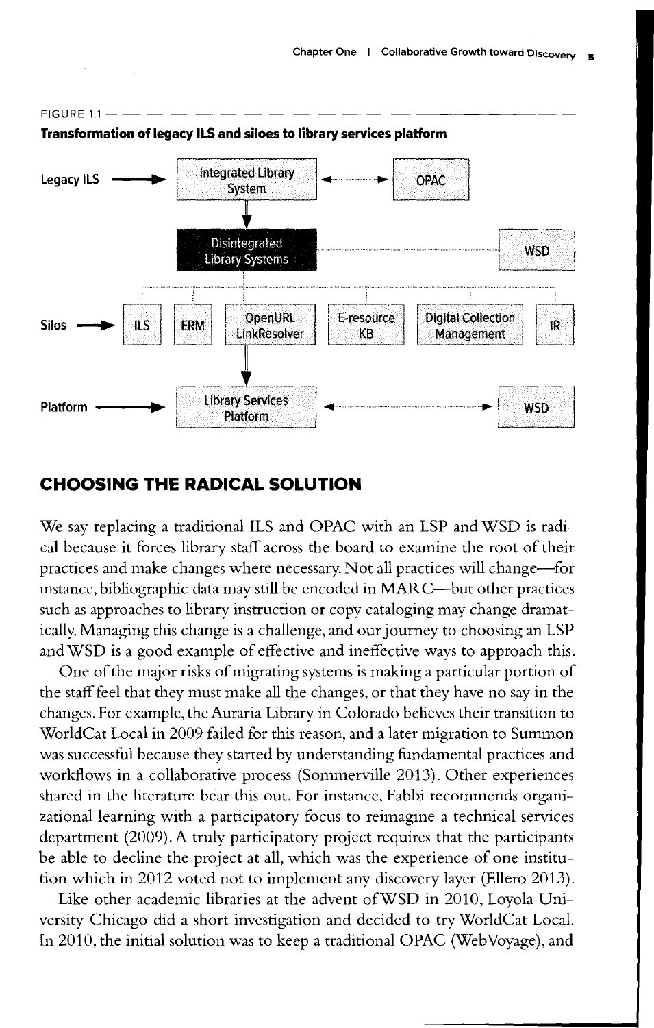FIGURE 1.1

**Transformation of legacy ILS and siloes to library services platform**

Legacy ILS → Integrated Library System ↔ OPAC

Disintegrated Library Systems — WSD

Silos → ILS | ERM | OpenURL LinkResolver | E-resource KB | Digital Collection Management | IR

Platform → Library Services Platform ↔ WSD

## CHOOSING THE RADICAL SOLUTION

We say replacing a traditional ILS and OPAC with an LSP and WSD is radical because it forces library staff across the board to examine the root of their practices and make changes where necessary. Not all practices will change—for instance, bibliographic data may still be encoded in MARC—but other practices such as approaches to library instruction or copy cataloging may change dramatically. Managing this change is a challenge, and our journey to choosing an LSP and WSD is a good example of effective and ineffective ways to approach this.

One of the major risks of migrating systems is making a particular portion of the staff feel that they must make all the changes, or that they have no say in the changes. For example, the Auraria Library in Colorado believes their transition to WorldCat Local in 2009 failed for this reason, and a later migration to Summon was successful because they started by understanding fundamental practices and workflows in a collaborative process (Sommerville 2013). Other experiences shared in the literature bear this out. For instance, Fabbi recommends organizational learning with a participatory focus to reimagine a technical services department (2009). A truly participatory project requires that the participants be able to decline the project at all, which was the experience of one institution which in 2012 voted not to implement any discovery layer (Ellero 2013).

Like other academic libraries at the advent of WSD in 2010, Loyola University Chicago did a short investigation and decided to try WorldCat Local. In 2010, the initial solution was to keep a traditional OPAC (WebVoyage), and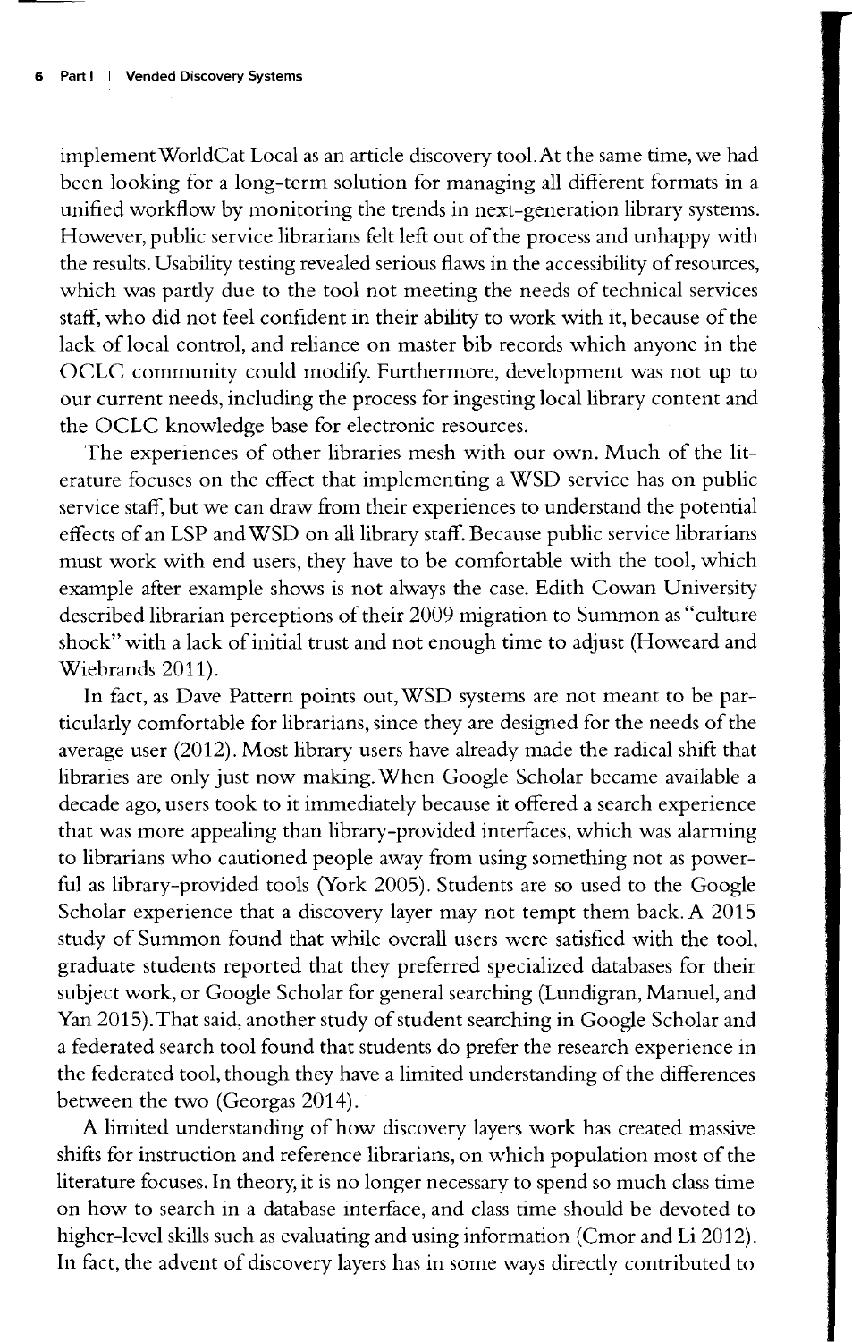implement WorldCat Local as an article discovery tool. At the same time, we had been looking for a long-term solution for managing all different formats in a unified workflow by monitoring the trends in next-generation library systems. However, public service librarians felt left out of the process and unhappy with the results. Usability testing revealed serious flaws in the accessibility of resources, which was partly due to the tool not meeting the needs of technical services staff, who did not feel confident in their ability to work with it, because of the lack of local control, and reliance on master bib records which anyone in the OCLC community could modify. Furthermore, development was not up to our current needs, including the process for ingesting local library content and the OCLC knowledge base for electronic resources.

The experiences of other libraries mesh with our own. Much of the literature focuses on the effect that implementing a WSD service has on public service staff, but we can draw from their experiences to understand the potential effects of an LSP and WSD on all library staff. Because public service librarians must work with end users, they have to be comfortable with the tool, which example after example shows is not always the case. Edith Cowan University described librarian perceptions of their 2009 migration to Summon as "culture shock" with a lack of initial trust and not enough time to adjust (Howeard and Wiebrands 2011).

In fact, as Dave Pattern points out, WSD systems are not meant to be particularly comfortable for librarians, since they are designed for the needs of the average user (2012). Most library users have already made the radical shift that libraries are only just now making. When Google Scholar became available a decade ago, users took to it immediately because it offered a search experience that was more appealing than library-provided interfaces, which was alarming to librarians who cautioned people away from using something not as powerful as library-provided tools (York 2005). Students are so used to the Google Scholar experience that a discovery layer may not tempt them back. A 2015 study of Summon found that while overall users were satisfied with the tool, graduate students reported that they preferred specialized databases for their subject work, or Google Scholar for general searching (Lundigran, Manuel, and Yan 2015). That said, another study of student searching in Google Scholar and a federated search tool found that students do prefer the research experience in the federated tool, though they have a limited understanding of the differences between the two (Georgas 2014).

A limited understanding of how discovery layers work has created massive shifts for instruction and reference librarians, on which population most of the literature focuses. In theory, it is no longer necessary to spend so much class time on how to search in a database interface, and class time should be devoted to higher-level skills such as evaluating and using information (Cmor and Li 2012). In fact, the advent of discovery layers has in some ways directly contributed to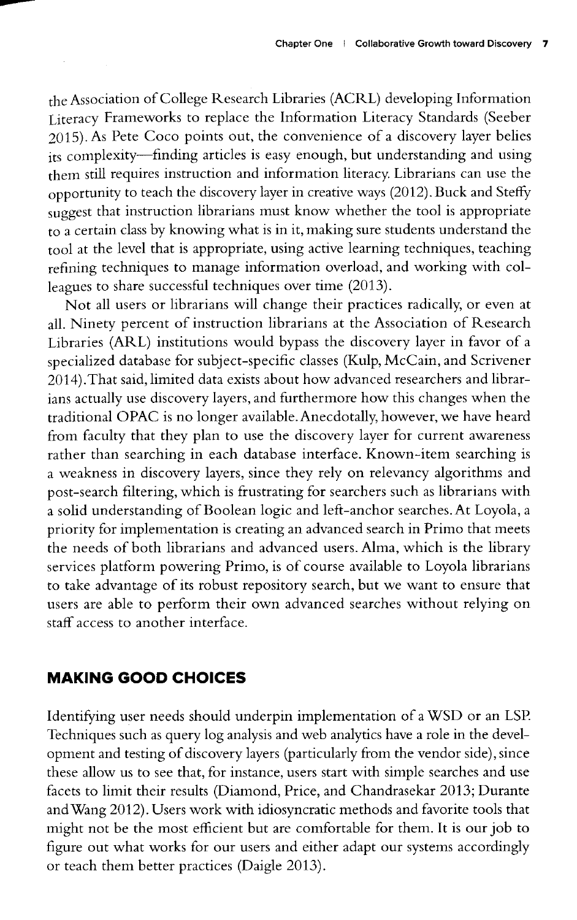the Association of College Research Libraries (ACRL) developing Information Literacy Frameworks to replace the Information Literacy Standards (Seeber 2015). As Pete Coco points out, the convenience of a discovery layer belies its complexity—finding articles is easy enough, but understanding and using them still requires instruction and information literacy. Librarians can use the opportunity to teach the discovery layer in creative ways (2012). Buck and Steffy suggest that instruction librarians must know whether the tool is appropriate to a certain class by knowing what is in it, making sure students understand the tool at the level that is appropriate, using active learning techniques, teaching refining techniques to manage information overload, and working with colleagues to share successful techniques over time (2013).

Not all users or librarians will change their practices radically, or even at all. Ninety percent of instruction librarians at the Association of Research Libraries (ARL) institutions would bypass the discovery layer in favor of a specialized database for subject-specific classes (Kulp, McCain, and Scrivener 2014). That said, limited data exists about how advanced researchers and librarians actually use discovery layers, and furthermore how this changes when the traditional OPAC is no longer available. Anecdotally, however, we have heard from faculty that they plan to use the discovery layer for current awareness rather than searching in each database interface. Known-item searching is a weakness in discovery layers, since they rely on relevancy algorithms and post-search filtering, which is frustrating for searchers such as librarians with a solid understanding of Boolean logic and left-anchor searches. At Loyola, a priority for implementation is creating an advanced search in Primo that meets the needs of both librarians and advanced users. Alma, which is the library services platform powering Primo, is of course available to Loyola librarians to take advantage of its robust repository search, but we want to ensure that users are able to perform their own advanced searches without relying on staff access to another interface.

## MAKING GOOD CHOICES

Identifying user needs should underpin implementation of a WSD or an LSP. Techniques such as query log analysis and web analytics have a role in the development and testing of discovery layers (particularly from the vendor side), since these allow us to see that, for instance, users start with simple searches and use facets to limit their results (Diamond, Price, and Chandrasekar 2013; Durante and Wang 2012). Users work with idiosyncratic methods and favorite tools that might not be the most efficient but are comfortable for them. It is our job to figure out what works for our users and either adapt our systems accordingly or teach them better practices (Daigle 2013).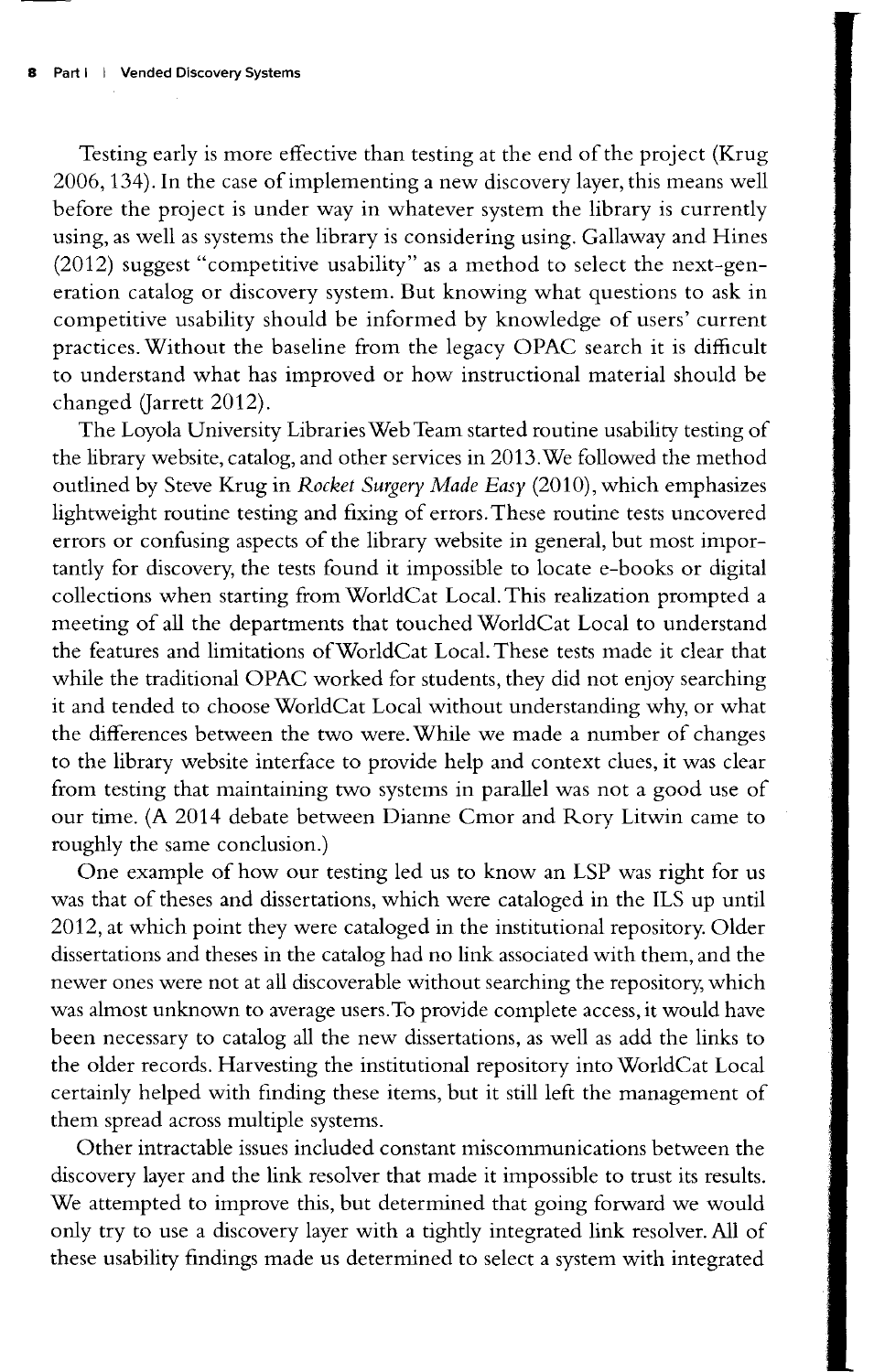Testing early is more effective than testing at the end of the project (Krug 2006, 134). In the case of implementing a new discovery layer, this means well before the project is under way in whatever system the library is currently using, as well as systems the library is considering using. Gallaway and Hines (2012) suggest "competitive usability" as a method to select the next-generation catalog or discovery system. But knowing what questions to ask in competitive usability should be informed by knowledge of users' current practices. Without the baseline from the legacy OPAC search it is difficult to understand what has improved or how instructional material should be changed (Jarrett 2012).

The Loyola University Libraries Web Team started routine usability testing of the library website, catalog, and other services in 2013. We followed the method outlined by Steve Krug in *Rocket Surgery Made Easy* (2010), which emphasizes lightweight routine testing and fixing of errors. These routine tests uncovered errors or confusing aspects of the library website in general, but most importantly for discovery, the tests found it impossible to locate e-books or digital collections when starting from WorldCat Local. This realization prompted a meeting of all the departments that touched WorldCat Local to understand the features and limitations of WorldCat Local. These tests made it clear that while the traditional OPAC worked for students, they did not enjoy searching it and tended to choose WorldCat Local without understanding why, or what the differences between the two were. While we made a number of changes to the library website interface to provide help and context clues, it was clear from testing that maintaining two systems in parallel was not a good use of our time. (A 2014 debate between Dianne Cmor and Rory Litwin came to roughly the same conclusion.)

One example of how our testing led us to know an LSP was right for us was that of theses and dissertations, which were cataloged in the ILS up until 2012, at which point they were cataloged in the institutional repository. Older dissertations and theses in the catalog had no link associated with them, and the newer ones were not at all discoverable without searching the repository, which was almost unknown to average users. To provide complete access, it would have been necessary to catalog all the new dissertations, as well as add the links to the older records. Harvesting the institutional repository into WorldCat Local certainly helped with finding these items, but it still left the management of them spread across multiple systems.

Other intractable issues included constant miscommunications between the discovery layer and the link resolver that made it impossible to trust its results. We attempted to improve this, but determined that going forward we would only try to use a discovery layer with a tightly integrated link resolver. All of these usability findings made us determined to select a system with integrated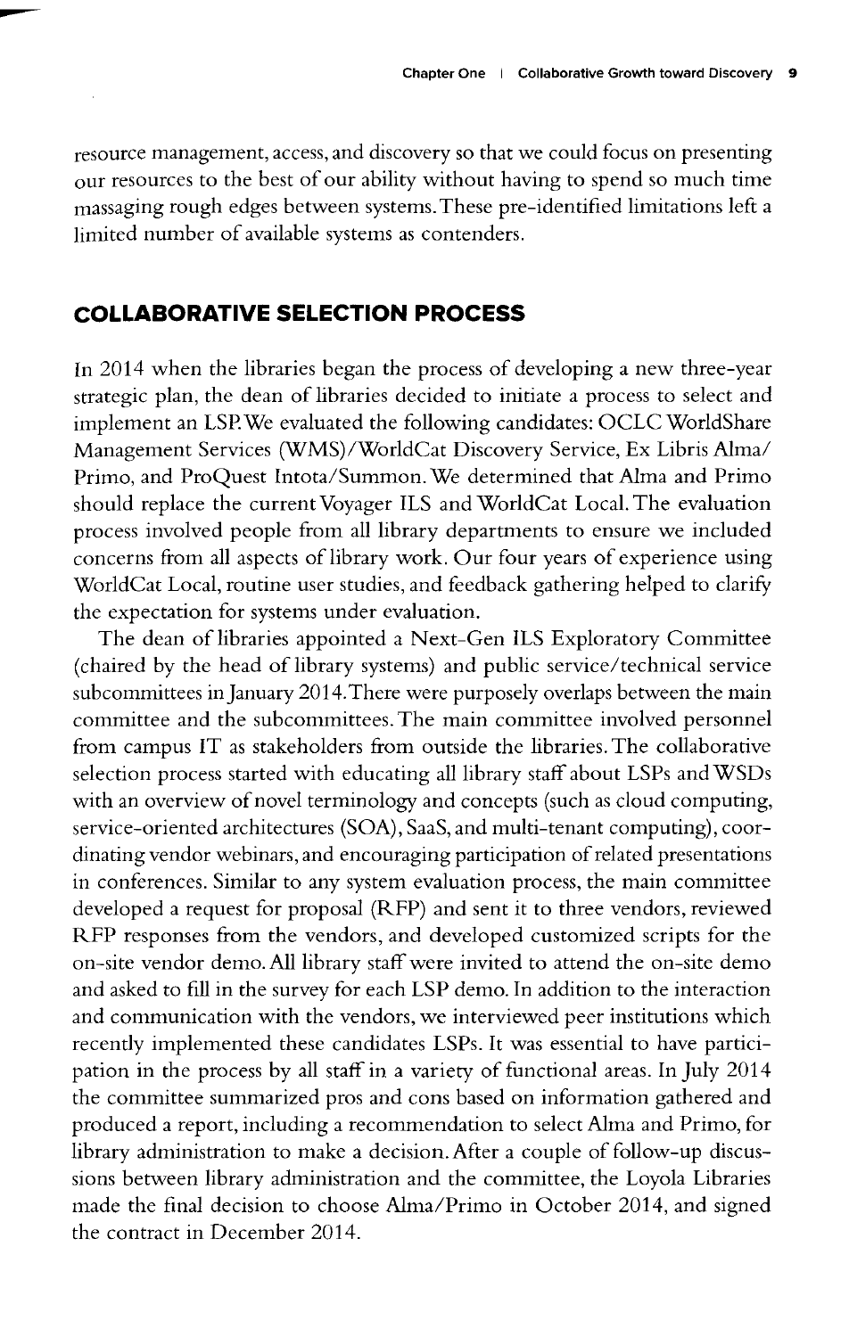resource management, access, and discovery so that we could focus on presenting our resources to the best of our ability without having to spend so much time massaging rough edges between systems. These pre-identified limitations left a limited number of available systems as contenders.

## COLLABORATIVE SELECTION PROCESS

In 2014 when the libraries began the process of developing a new three-year strategic plan, the dean of libraries decided to initiate a process to select and implement an LSP. We evaluated the following candidates: OCLC WorldShare Management Services (WMS)/WorldCat Discovery Service, Ex Libris Alma/Primo, and ProQuest Intota/Summon. We determined that Alma and Primo should replace the current Voyager ILS and WorldCat Local. The evaluation process involved people from all library departments to ensure we included concerns from all aspects of library work. Our four years of experience using WorldCat Local, routine user studies, and feedback gathering helped to clarify the expectation for systems under evaluation.

The dean of libraries appointed a Next-Gen ILS Exploratory Committee (chaired by the head of library systems) and public service/technical service subcommittees in January 2014. There were purposely overlaps between the main committee and the subcommittees. The main committee involved personnel from campus IT as stakeholders from outside the libraries. The collaborative selection process started with educating all library staff about LSPs and WSDs with an overview of novel terminology and concepts (such as cloud computing, service-oriented architectures (SOA), SaaS, and multi-tenant computing), coordinating vendor webinars, and encouraging participation of related presentations in conferences. Similar to any system evaluation process, the main committee developed a request for proposal (RFP) and sent it to three vendors, reviewed RFP responses from the vendors, and developed customized scripts for the on-site vendor demo. All library staff were invited to attend the on-site demo and asked to fill in the survey for each LSP demo. In addition to the interaction and communication with the vendors, we interviewed peer institutions which recently implemented these candidates LSPs. It was essential to have participation in the process by all staff in a variety of functional areas. In July 2014 the committee summarized pros and cons based on information gathered and produced a report, including a recommendation to select Alma and Primo, for library administration to make a decision. After a couple of follow-up discussions between library administration and the committee, the Loyola Libraries made the final decision to choose Alma/Primo in October 2014, and signed the contract in December 2014.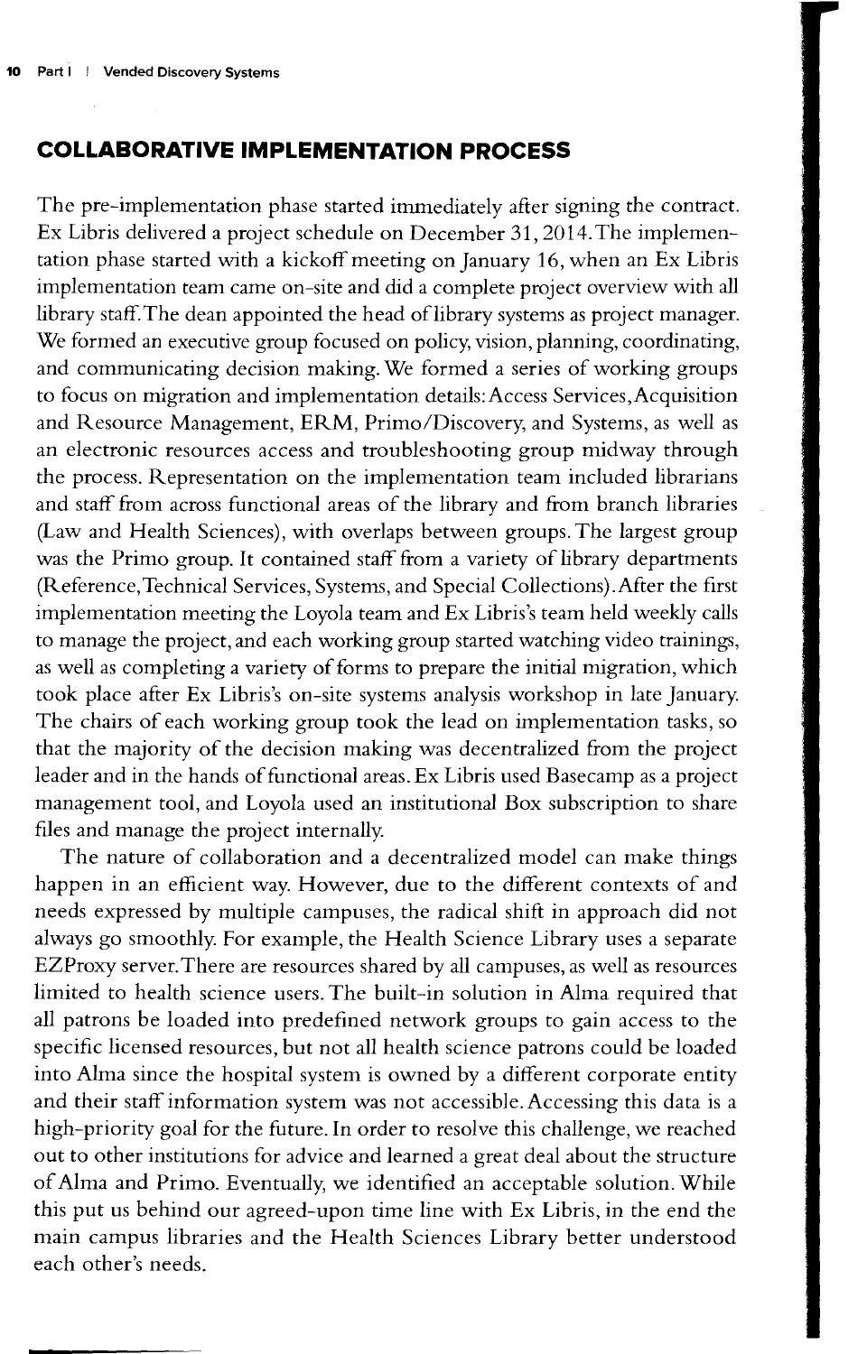## COLLABORATIVE IMPLEMENTATION PROCESS

The pre-implementation phase started immediately after signing the contract. Ex Libris delivered a project schedule on December 31, 2014. The implementation phase started with a kickoff meeting on January 16, when an Ex Libris implementation team came on-site and did a complete project overview with all library staff. The dean appointed the head of library systems as project manager. We formed an executive group focused on policy, vision, planning, coordinating, and communicating decision making. We formed a series of working groups to focus on migration and implementation details: Access Services, Acquisition and Resource Management, ERM, Primo/Discovery, and Systems, as well as an electronic resources access and troubleshooting group midway through the process. Representation on the implementation team included librarians and staff from across functional areas of the library and from branch libraries (Law and Health Sciences), with overlaps between groups. The largest group was the Primo group. It contained staff from a variety of library departments (Reference, Technical Services, Systems, and Special Collections). After the first implementation meeting the Loyola team and Ex Libris's team held weekly calls to manage the project, and each working group started watching video trainings, as well as completing a variety of forms to prepare the initial migration, which took place after Ex Libris's on-site systems analysis workshop in late January. The chairs of each working group took the lead on implementation tasks, so that the majority of the decision making was decentralized from the project leader and in the hands of functional areas. Ex Libris used Basecamp as a project management tool, and Loyola used an institutional Box subscription to share files and manage the project internally.

The nature of collaboration and a decentralized model can make things happen in an efficient way. However, due to the different contexts of and needs expressed by multiple campuses, the radical shift in approach did not always go smoothly. For example, the Health Science Library uses a separate EZProxy server. There are resources shared by all campuses, as well as resources limited to health science users. The built-in solution in Alma required that all patrons be loaded into predefined network groups to gain access to the specific licensed resources, but not all health science patrons could be loaded into Alma since the hospital system is owned by a different corporate entity and their staff information system was not accessible. Accessing this data is a high-priority goal for the future. In order to resolve this challenge, we reached out to other institutions for advice and learned a great deal about the structure of Alma and Primo. Eventually, we identified an acceptable solution. While this put us behind our agreed-upon time line with Ex Libris, in the end the main campus libraries and the Health Sciences Library better understood each other's needs.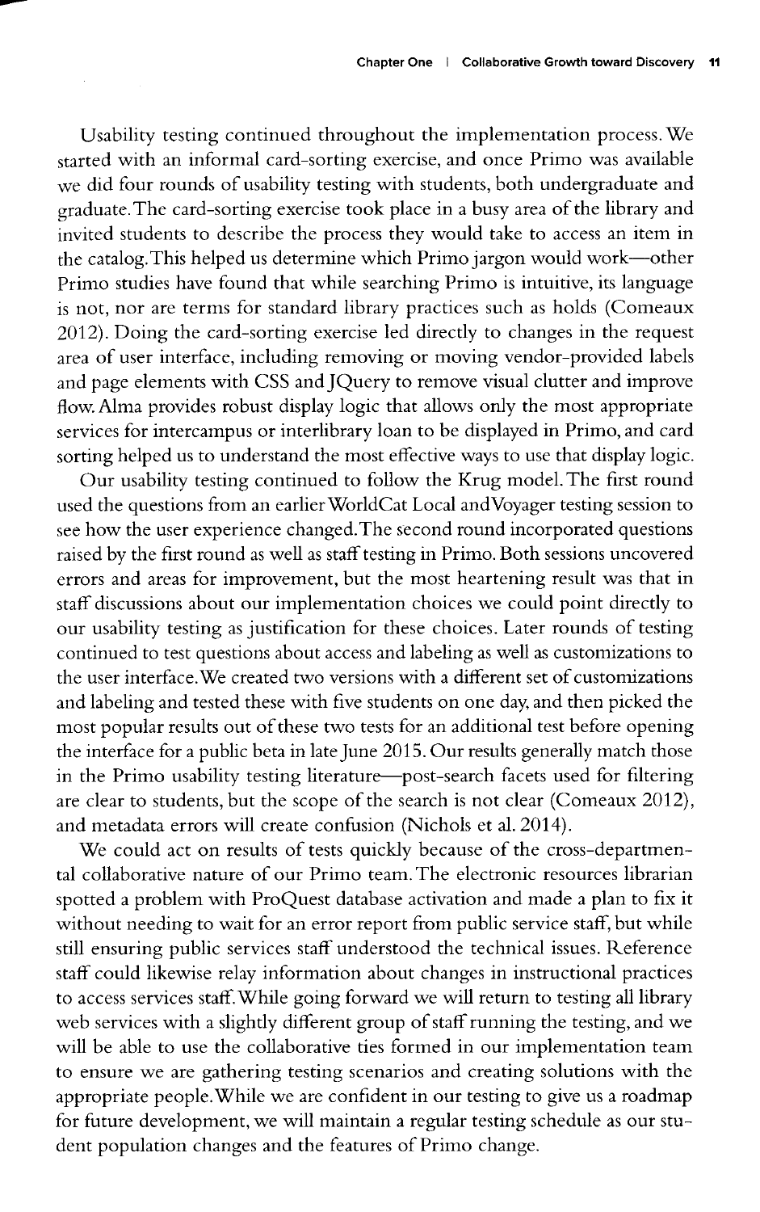Usability testing continued throughout the implementation process. We started with an informal card-sorting exercise, and once Primo was available we did four rounds of usability testing with students, both undergraduate and graduate. The card-sorting exercise took place in a busy area of the library and invited students to describe the process they would take to access an item in the catalog. This helped us determine which Primo jargon would work—other Primo studies have found that while searching Primo is intuitive, its language is not, nor are terms for standard library practices such as holds (Comeaux 2012). Doing the card-sorting exercise led directly to changes in the request area of user interface, including removing or moving vendor-provided labels and page elements with CSS and JQuery to remove visual clutter and improve flow. Alma provides robust display logic that allows only the most appropriate services for intercampus or interlibrary loan to be displayed in Primo, and card sorting helped us to understand the most effective ways to use that display logic.

Our usability testing continued to follow the Krug model. The first round used the questions from an earlier WorldCat Local and Voyager testing session to see how the user experience changed. The second round incorporated questions raised by the first round as well as staff testing in Primo. Both sessions uncovered errors and areas for improvement, but the most heartening result was that in staff discussions about our implementation choices we could point directly to our usability testing as justification for these choices. Later rounds of testing continued to test questions about access and labeling as well as customizations to the user interface. We created two versions with a different set of customizations and labeling and tested these with five students on one day, and then picked the most popular results out of these two tests for an additional test before opening the interface for a public beta in late June 2015. Our results generally match those in the Primo usability testing literature—post-search facets used for filtering are clear to students, but the scope of the search is not clear (Comeaux 2012), and metadata errors will create confusion (Nichols et al. 2014).

We could act on results of tests quickly because of the cross-departmental collaborative nature of our Primo team. The electronic resources librarian spotted a problem with ProQuest database activation and made a plan to fix it without needing to wait for an error report from public service staff, but while still ensuring public services staff understood the technical issues. Reference staff could likewise relay information about changes in instructional practices to access services staff. While going forward we will return to testing all library web services with a slightly different group of staff running the testing, and we will be able to use the collaborative ties formed in our implementation team to ensure we are gathering testing scenarios and creating solutions with the appropriate people. While we are confident in our testing to give us a roadmap for future development, we will maintain a regular testing schedule as our student population changes and the features of Primo change.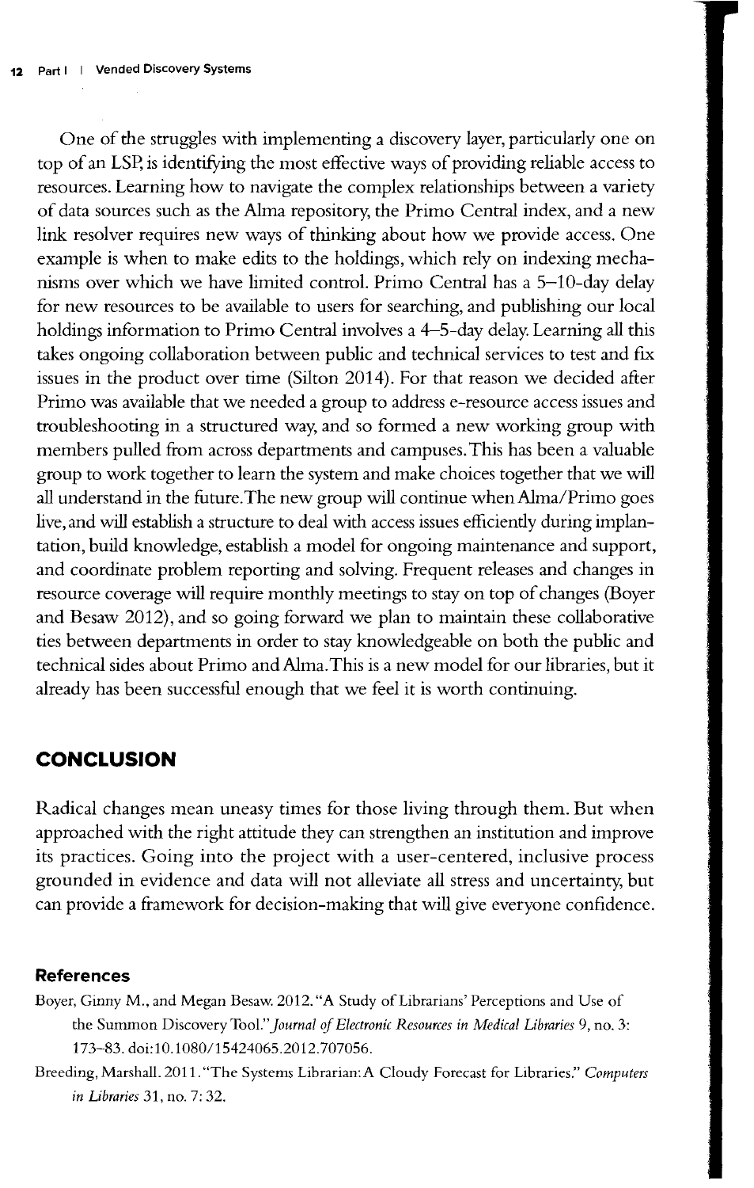One of the struggles with implementing a discovery layer, particularly one on top of an LSP, is identifying the most effective ways of providing reliable access to resources. Learning how to navigate the complex relationships between a variety of data sources such as the Alma repository, the Primo Central index, and a new link resolver requires new ways of thinking about how we provide access. One example is when to make edits to the holdings, which rely on indexing mechanisms over which we have limited control. Primo Central has a 5–10-day delay for new resources to be available to users for searching, and publishing our local holdings information to Primo Central involves a 4–5-day delay. Learning all this takes ongoing collaboration between public and technical services to test and fix issues in the product over time (Silton 2014). For that reason we decided after Primo was available that we needed a group to address e-resource access issues and troubleshooting in a structured way, and so formed a new working group with members pulled from across departments and campuses. This has been a valuable group to work together to learn the system and make choices together that we will all understand in the future. The new group will continue when Alma/Primo goes live, and will establish a structure to deal with access issues efficiently during implantation, build knowledge, establish a model for ongoing maintenance and support, and coordinate problem reporting and solving. Frequent releases and changes in resource coverage will require monthly meetings to stay on top of changes (Boyer and Besaw 2012), and so going forward we plan to maintain these collaborative ties between departments in order to stay knowledgeable on both the public and technical sides about Primo and Alma. This is a new model for our libraries, but it already has been successful enough that we feel it is worth continuing.

## CONCLUSION

Radical changes mean uneasy times for those living through them. But when approached with the right attitude they can strengthen an institution and improve its practices. Going into the project with a user-centered, inclusive process grounded in evidence and data will not alleviate all stress and uncertainty, but can provide a framework for decision-making that will give everyone confidence.

### References

Boyer, Ginny M., and Megan Besaw. 2012. "A Study of Librarians' Perceptions and Use of the Summon Discovery Tool." *Journal of Electronic Resources in Medical Libraries* 9, no. 3: 173–83. doi:10.1080/15424065.2012.707056.

Breeding, Marshall. 2011. "The Systems Librarian: A Cloudy Forecast for Libraries." *Computers in Libraries* 31, no. 7: 32.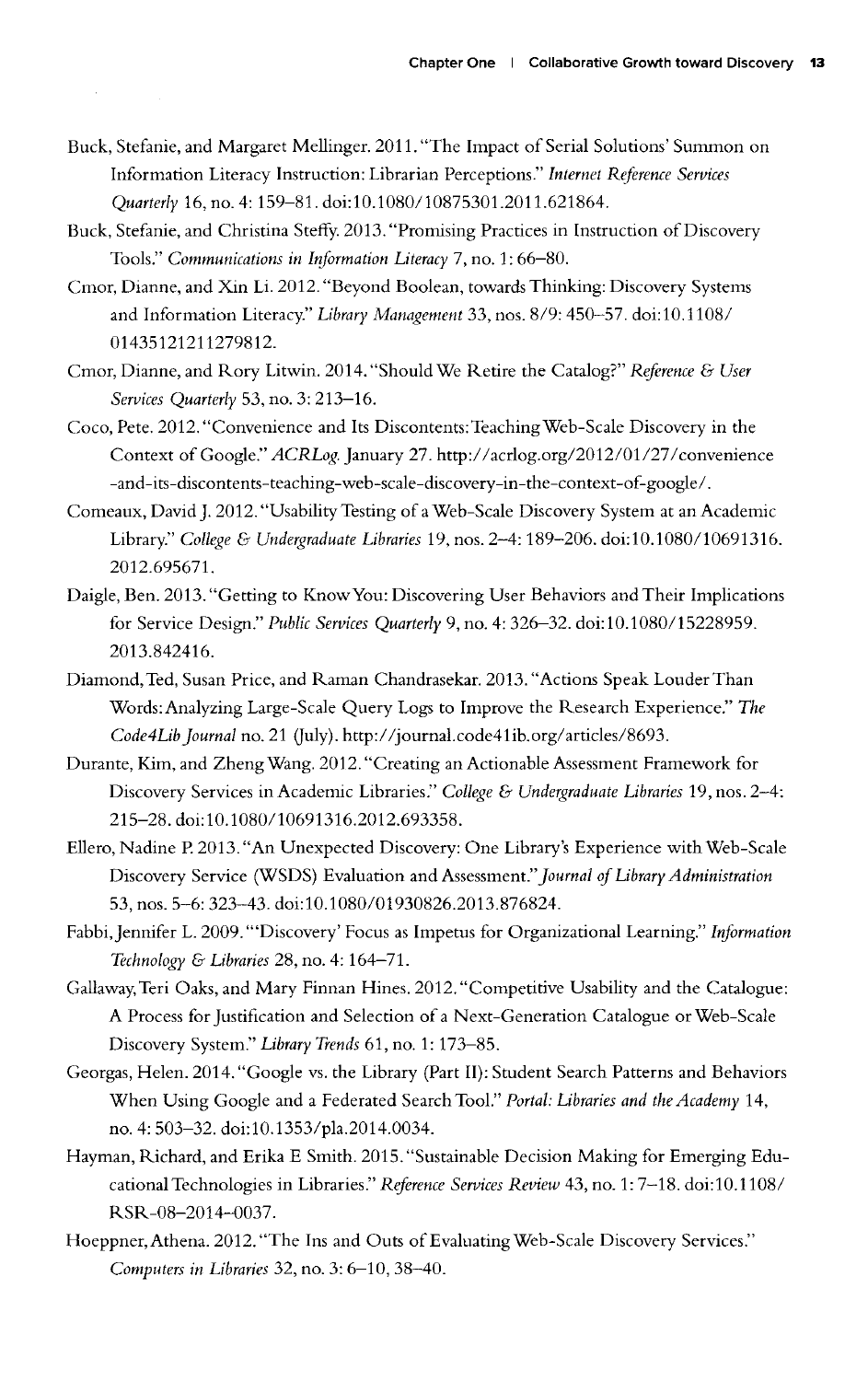Buck, Stefanie, and Margaret Mellinger. 2011. "The Impact of Serial Solutions' Summon on Information Literacy Instruction: Librarian Perceptions." *Internet Reference Services Quarterly* 16, no. 4: 159–81. doi:10.1080/10875301.2011.621864.

Buck, Stefanie, and Christina Steffy. 2013. "Promising Practices in Instruction of Discovery Tools." *Communications in Information Literacy* 7, no. 1: 66–80.

Cmor, Dianne, and Xin Li. 2012. "Beyond Boolean, towards Thinking: Discovery Systems and Information Literacy." *Library Management* 33, nos. 8/9: 450–57. doi:10.1108/01435121211279812.

Cmor, Dianne, and Rory Litwin. 2014. "Should We Retire the Catalog?" *Reference & User Services Quarterly* 53, no. 3: 213–16.

Coco, Pete. 2012. "Convenience and Its Discontents: Teaching Web-Scale Discovery in the Context of Google." *ACRLog*. January 27. http://acrlog.org/2012/01/27/convenience-and-its-discontents-teaching-web-scale-discovery-in-the-context-of-google/.

Comeaux, David J. 2012. "Usability Testing of a Web-Scale Discovery System at an Academic Library." *College & Undergraduate Libraries* 19, nos. 2–4: 189–206. doi:10.1080/10691316.2012.695671.

Daigle, Ben. 2013. "Getting to Know You: Discovering User Behaviors and Their Implications for Service Design." *Public Services Quarterly* 9, no. 4: 326–32. doi:10.1080/15228959.2013.842416.

Diamond, Ted, Susan Price, and Raman Chandrasekar. 2013. "Actions Speak Louder Than Words: Analyzing Large-Scale Query Logs to Improve the Research Experience." *The Code4Lib Journal* no. 21 (July). http://journal.code4lib.org/articles/8693.

Durante, Kim, and Zheng Wang. 2012. "Creating an Actionable Assessment Framework for Discovery Services in Academic Libraries." *College & Undergraduate Libraries* 19, nos. 2–4: 215–28. doi:10.1080/10691316.2012.693358.

Ellero, Nadine P. 2013. "An Unexpected Discovery: One Library's Experience with Web-Scale Discovery Service (WSDS) Evaluation and Assessment." *Journal of Library Administration* 53, nos. 5–6: 323–43. doi:10.1080/01930826.2013.876824.

Fabbi, Jennifer L. 2009. "'Discovery' Focus as Impetus for Organizational Learning." *Information Technology & Libraries* 28, no. 4: 164–71.

Gallaway, Teri Oaks, and Mary Finnan Hines. 2012. "Competitive Usability and the Catalogue: A Process for Justification and Selection of a Next-Generation Catalogue or Web-Scale Discovery System." *Library Trends* 61, no. 1: 173–85.

Georgas, Helen. 2014. "Google vs. the Library (Part II): Student Search Patterns and Behaviors When Using Google and a Federated Search Tool." *Portal: Libraries and the Academy* 14, no. 4: 503–32. doi:10.1353/pla.2014.0034.

Hayman, Richard, and Erika E Smith. 2015. "Sustainable Decision Making for Emerging Educational Technologies in Libraries." *Reference Services Review* 43, no. 1: 7–18. doi:10.1108/RSR-08-2014-0037.

Hoeppner, Athena. 2012. "The Ins and Outs of Evaluating Web-Scale Discovery Services." *Computers in Libraries* 32, no. 3: 6–10, 38–40.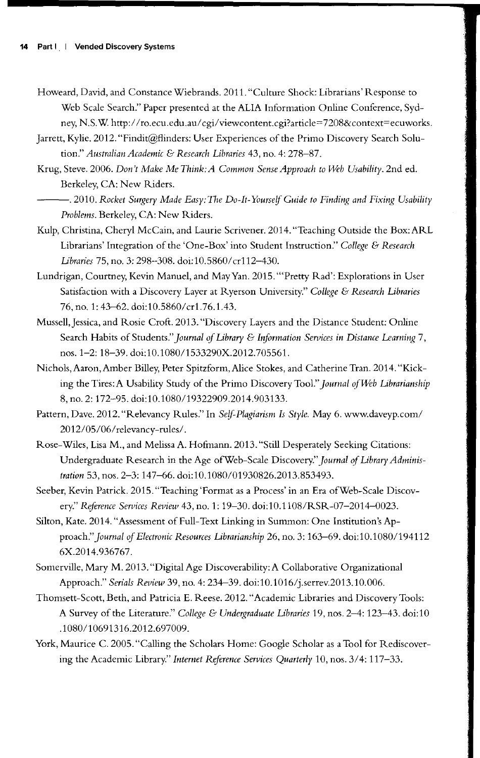Howeard, David, and Constance Wiebrands. 2011. "Culture Shock: Librarians' Response to Web Scale Search." Paper presented at the ALIA Information Online Conference, Sydney, N.S.W. http://ro.ecu.edu.au/cgi/viewcontent.cgi?article=7208&context=ecuworks.

Jarrett, Kylie. 2012. "Findit@flinders: User Experiences of the Primo Discovery Search Solution." *Australian Academic & Research Libraries* 43, no. 4: 278–87.

Krug, Steve. 2006. *Don't Make Me Think: A Common Sense Approach to Web Usability*. 2nd ed. Berkeley, CA: New Riders.

———. 2010. *Rocket Surgery Made Easy: The Do-It-Yourself Guide to Finding and Fixing Usability Problems*. Berkeley, CA: New Riders.

Kulp, Christina, Cheryl McCain, and Laurie Scrivener. 2014. "Teaching Outside the Box: ARL Librarians' Integration of the 'One-Box' into Student Instruction." *College & Research Libraries* 75, no. 3: 298–308. doi:10.5860/crl12–430.

Lundrigan, Courtney, Kevin Manuel, and May Yan. 2015. "'Pretty Rad': Explorations in User Satisfaction with a Discovery Layer at Ryerson University." *College & Research Libraries* 76, no. 1: 43–62. doi:10.5860/crl.76.1.43.

Mussell, Jessica, and Rosie Croft. 2013. "Discovery Layers and the Distance Student: Online Search Habits of Students." *Journal of Library & Information Services in Distance Learning* 7, nos. 1–2: 18–39. doi:10.1080/1533290X.2012.705561.

Nichols, Aaron, Amber Billey, Peter Spitzform, Alice Stokes, and Catherine Tran. 2014. "Kicking the Tires: A Usability Study of the Primo Discovery Tool." *Journal of Web Librarianship* 8, no. 2: 172–95. doi:10.1080/19322909.2014.903133.

Pattern, Dave. 2012. "Relevancy Rules." In *Self-Plagiarism Is Style*. May 6. www.daveyp.com/2012/05/06/relevancy-rules/.

Rose-Wiles, Lisa M., and Melissa A. Hofmann. 2013. "Still Desperately Seeking Citations: Undergraduate Research in the Age of Web-Scale Discovery." *Journal of Library Administration* 53, nos. 2–3: 147–66. doi:10.1080/01930826.2013.853493.

Seeber, Kevin Patrick. 2015. "Teaching 'Format as a Process' in an Era of Web-Scale Discovery." *Reference Services Review* 43, no. 1: 19–30. doi:10.1108/RSR-07-2014-0023.

Silton, Kate. 2014. "Assessment of Full-Text Linking in Summon: One Institution's Approach." *Journal of Electronic Resources Librarianship* 26, no. 3: 163–69. doi:10.1080/1941126X.2014.936767.

Somerville, Mary M. 2013. "Digital Age Discoverability: A Collaborative Organizational Approach." *Serials Review* 39, no. 4: 234–39. doi:10.1016/j.serrev.2013.10.006.

Thomsett-Scott, Beth, and Patricia E. Reese. 2012. "Academic Libraries and Discovery Tools: A Survey of the Literature." *College & Undergraduate Libraries* 19, nos. 2–4: 123–43. doi:10.1080/10691316.2012.697009.

York, Maurice C. 2005. "Calling the Scholars Home: Google Scholar as a Tool for Rediscovering the Academic Library." *Internet Reference Services Quarterly* 10, nos. 3/4: 117–33.